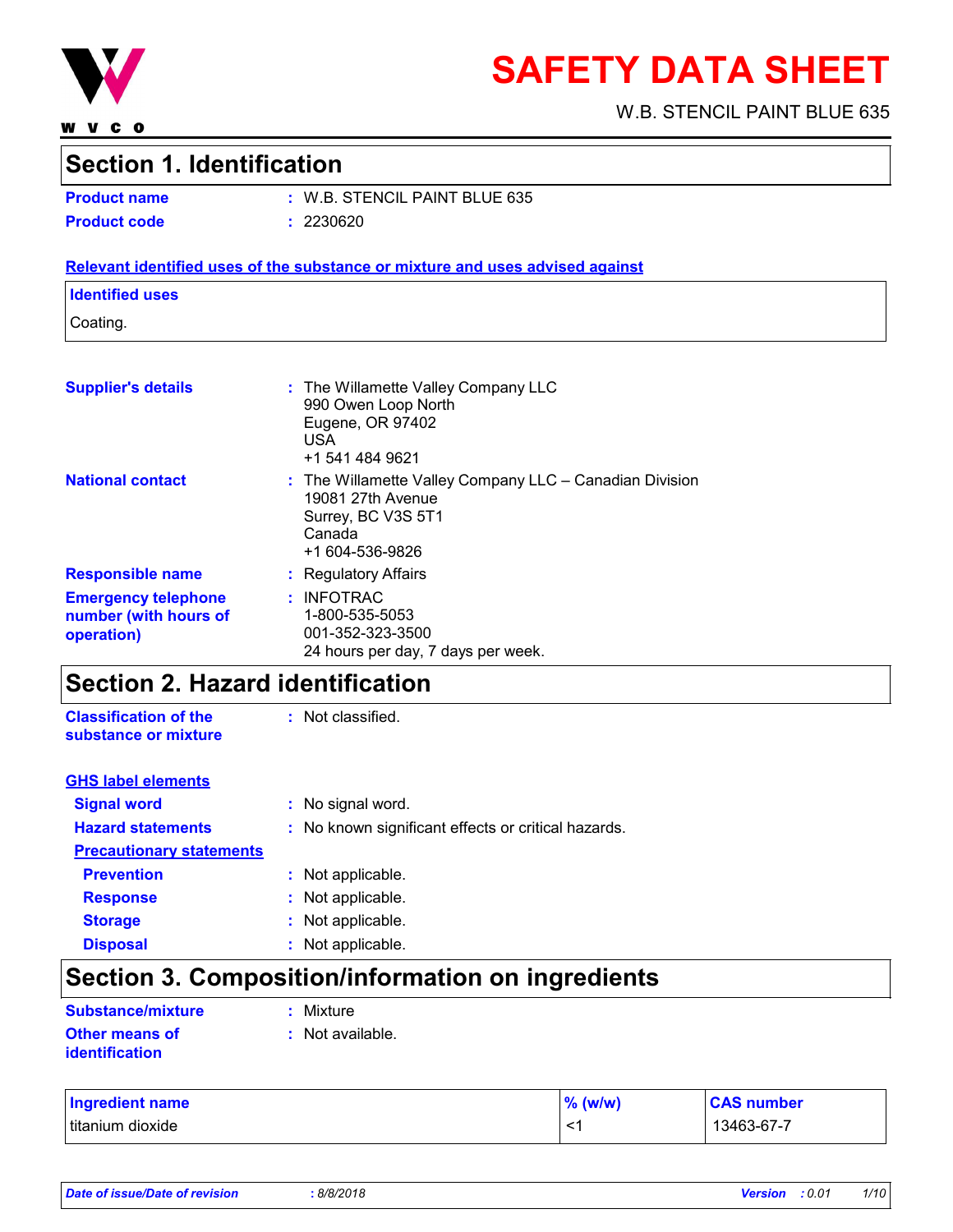# SAFETY DATA SHEET

W.B. STENCIL PAINT BLUE 635

## Section 1. Identification

**Product name** : W.B. STENCIL PAINT BLUE 635

**Product code** : 2230620

**Relevant identified uses of the substance or mixture and uses advised against**

**Identified uses**

Coating.

**Supplier's details** : The Willamette Valley Company LLC
990 Owen Loop North
Eugene, OR 97402
USA
+1 541 484 9621

**National contact** : The Willamette Valley Company LLC – Canadian Division
19081 27th Avenue
Surrey, BC V3S 5T1
Canada
+1 604-536-9826

**Responsible name** : Regulatory Affairs

**Emergency telephone number (with hours of operation)** : INFOTRAC
1-800-535-5053
001-352-323-3500
24 hours per day, 7 days per week.

## Section 2. Hazard identification

**Classification of the substance or mixture** : Not classified.

**GHS label elements**

**Signal word** : No signal word.

**Hazard statements** : No known significant effects or critical hazards.

**Precautionary statements**

**Prevention** : Not applicable.

**Response** : Not applicable.

**Storage** : Not applicable.

**Disposal** : Not applicable.

## Section 3. Composition/information on ingredients

**Substance/mixture** : Mixture

**Other means of identification** : Not available.

| Ingredient name | % (w/w) | CAS number |
|---|---|---|
| titanium dioxide | <1 | 13463-67-7 |

*Date of issue/Date of revision* : 8/8/2018 *Version* : 0.01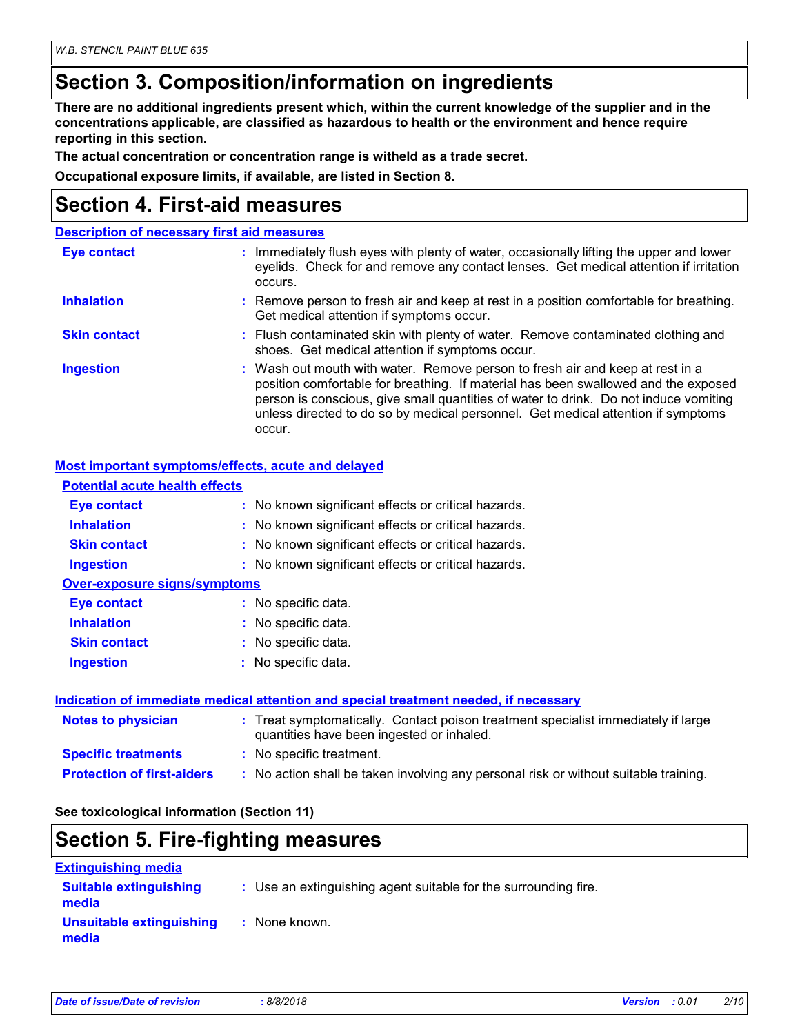## Section 3. Composition/information on ingredients

**There are no additional ingredients present which, within the current knowledge of the supplier and in the concentrations applicable, are classified as hazardous to health or the environment and hence require reporting in this section.**

**The actual concentration or concentration range is witheld as a trade secret.**

**Occupational exposure limits, if available, are listed in Section 8.**

## Section 4. First-aid measures

### Description of necessary first aid measures

| | |
|---|---|
| **Eye contact** | : Immediately flush eyes with plenty of water, occasionally lifting the upper and lower eyelids. Check for and remove any contact lenses. Get medical attention if irritation occurs. |
| **Inhalation** | : Remove person to fresh air and keep at rest in a position comfortable for breathing. Get medical attention if symptoms occur. |
| **Skin contact** | : Flush contaminated skin with plenty of water. Remove contaminated clothing and shoes. Get medical attention if symptoms occur. |
| **Ingestion** | : Wash out mouth with water. Remove person to fresh air and keep at rest in a position comfortable for breathing. If material has been swallowed and the exposed person is conscious, give small quantities of water to drink. Do not induce vomiting unless directed to do so by medical personnel. Get medical attention if symptoms occur. |

### Most important symptoms/effects, acute and delayed

#### Potential acute health effects

| | |
|---|---|
| **Eye contact** | : No known significant effects or critical hazards. |
| **Inhalation** | : No known significant effects or critical hazards. |
| **Skin contact** | : No known significant effects or critical hazards. |
| **Ingestion** | : No known significant effects or critical hazards. |

#### Over-exposure signs/symptoms

| | |
|---|---|
| **Eye contact** | : No specific data. |
| **Inhalation** | : No specific data. |
| **Skin contact** | : No specific data. |
| **Ingestion** | : No specific data. |

### Indication of immediate medical attention and special treatment needed, if necessary

| | |
|---|---|
| **Notes to physician** | : Treat symptomatically. Contact poison treatment specialist immediately if large quantities have been ingested or inhaled. |
| **Specific treatments** | : No specific treatment. |
| **Protection of first-aiders** | : No action shall be taken involving any personal risk or without suitable training. |

**See toxicological information (Section 11)**

## Section 5. Fire-fighting measures

### Extinguishing media

| | |
|---|---|
| **Suitable extinguishing media** | : Use an extinguishing agent suitable for the surrounding fire. |
| **Unsuitable extinguishing media** | : None known. |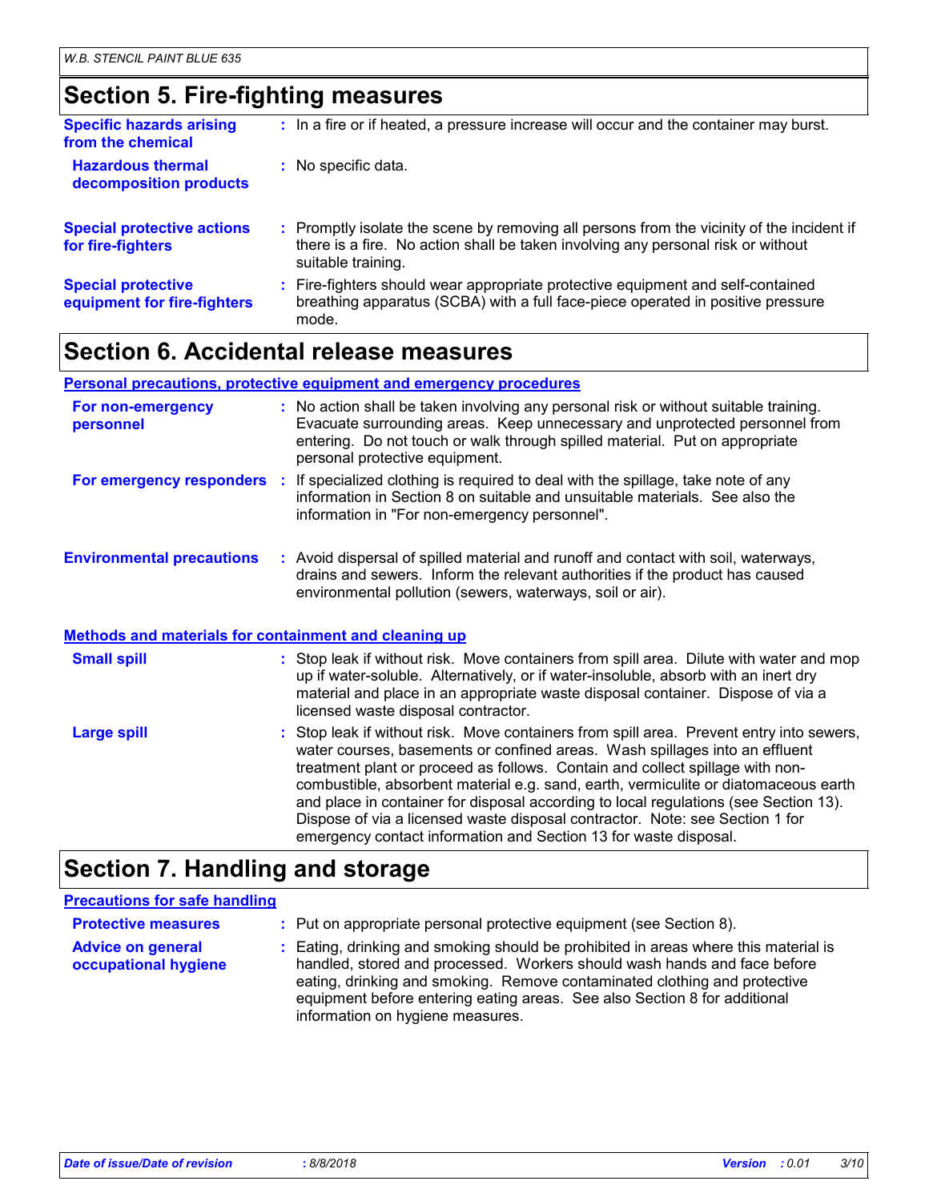## Section 5. Fire-fighting measures

**Specific hazards arising from the chemical** : In a fire or if heated, a pressure increase will occur and the container may burst.

**Hazardous thermal decomposition products** : No specific data.

**Special protective actions for fire-fighters** : Promptly isolate the scene by removing all persons from the vicinity of the incident if there is a fire. No action shall be taken involving any personal risk or without suitable training.

**Special protective equipment for fire-fighters** : Fire-fighters should wear appropriate protective equipment and self-contained breathing apparatus (SCBA) with a full face-piece operated in positive pressure mode.

## Section 6. Accidental release measures

### Personal precautions, protective equipment and emergency procedures

**For non-emergency personnel** : No action shall be taken involving any personal risk or without suitable training. Evacuate surrounding areas. Keep unnecessary and unprotected personnel from entering. Do not touch or walk through spilled material. Put on appropriate personal protective equipment.

**For emergency responders** : If specialized clothing is required to deal with the spillage, take note of any information in Section 8 on suitable and unsuitable materials. See also the information in "For non-emergency personnel".

**Environmental precautions** : Avoid dispersal of spilled material and runoff and contact with soil, waterways, drains and sewers. Inform the relevant authorities if the product has caused environmental pollution (sewers, waterways, soil or air).

### Methods and materials for containment and cleaning up

**Small spill** : Stop leak if without risk. Move containers from spill area. Dilute with water and mop up if water-soluble. Alternatively, or if water-insoluble, absorb with an inert dry material and place in an appropriate waste disposal container. Dispose of via a licensed waste disposal contractor.

**Large spill** : Stop leak if without risk. Move containers from spill area. Prevent entry into sewers, water courses, basements or confined areas. Wash spillages into an effluent treatment plant or proceed as follows. Contain and collect spillage with non-combustible, absorbent material e.g. sand, earth, vermiculite or diatomaceous earth and place in container for disposal according to local regulations (see Section 13). Dispose of via a licensed waste disposal contractor. Note: see Section 1 for emergency contact information and Section 13 for waste disposal.

## Section 7. Handling and storage

### Precautions for safe handling

**Protective measures** : Put on appropriate personal protective equipment (see Section 8).

**Advice on general occupational hygiene** : Eating, drinking and smoking should be prohibited in areas where this material is handled, stored and processed. Workers should wash hands and face before eating, drinking and smoking. Remove contaminated clothing and protective equipment before entering eating areas. See also Section 8 for additional information on hygiene measures.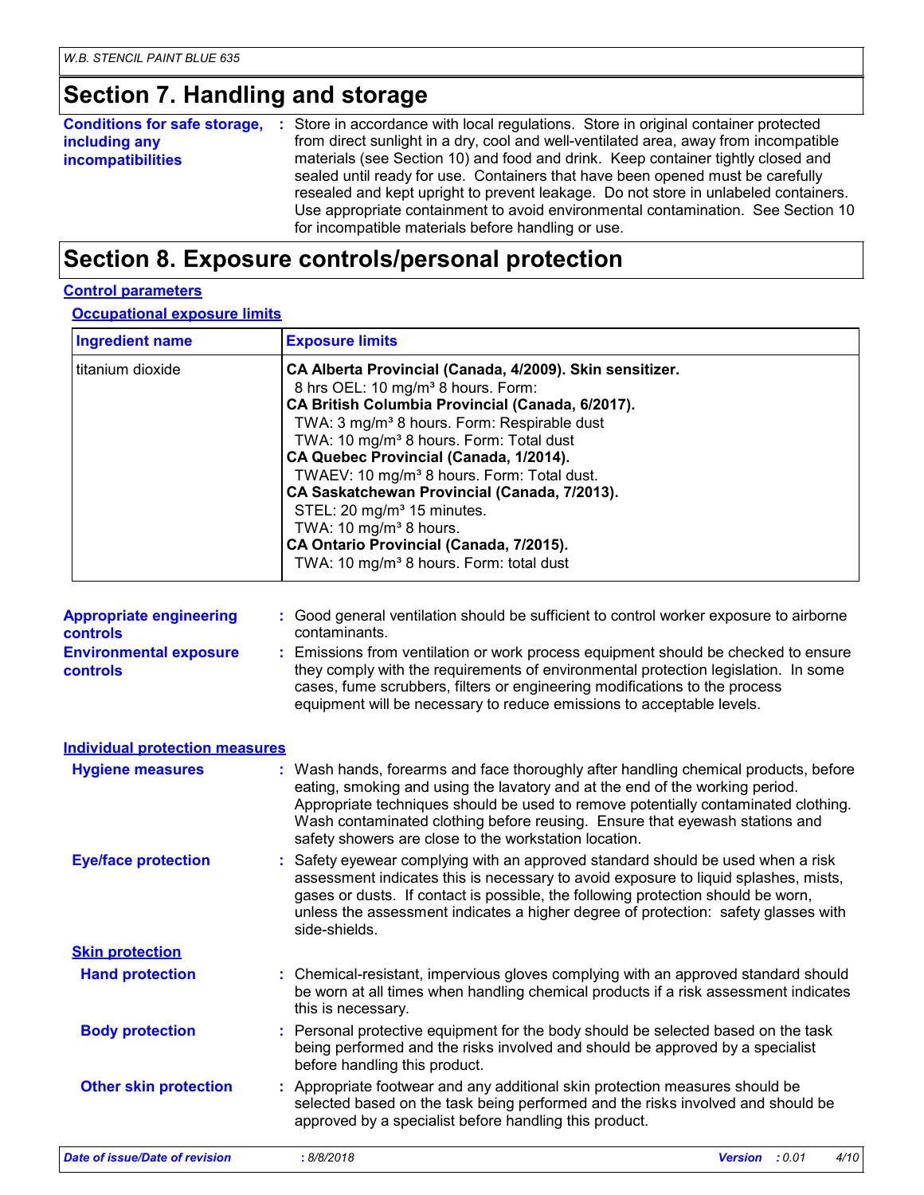## Section 7. Handling and storage

**Conditions for safe storage, including any incompatibilities** : Store in accordance with local regulations. Store in original container protected from direct sunlight in a dry, cool and well-ventilated area, away from incompatible materials (see Section 10) and food and drink. Keep container tightly closed and sealed until ready for use. Containers that have been opened must be carefully resealed and kept upright to prevent leakage. Do not store in unlabeled containers. Use appropriate containment to avoid environmental contamination. See Section 10 for incompatible materials before handling or use.

## Section 8. Exposure controls/personal protection

### Control parameters

#### Occupational exposure limits

| Ingredient name | Exposure limits |
|---|---|
| titanium dioxide | **CA Alberta Provincial (Canada, 4/2009). Skin sensitizer.**<br>8 hrs OEL: 10 mg/m³ 8 hours. Form:<br>**CA British Columbia Provincial (Canada, 6/2017).**<br>TWA: 3 mg/m³ 8 hours. Form: Respirable dust<br>TWA: 10 mg/m³ 8 hours. Form: Total dust<br>**CA Quebec Provincial (Canada, 1/2014).**<br>TWAEV: 10 mg/m³ 8 hours. Form: Total dust.<br>**CA Saskatchewan Provincial (Canada, 7/2013).**<br>STEL: 20 mg/m³ 15 minutes.<br>TWA: 10 mg/m³ 8 hours.<br>**CA Ontario Provincial (Canada, 7/2015).**<br>TWA: 10 mg/m³ 8 hours. Form: total dust |

**Appropriate engineering controls** : Good general ventilation should be sufficient to control worker exposure to airborne contaminants.

**Environmental exposure controls** : Emissions from ventilation or work process equipment should be checked to ensure they comply with the requirements of environmental protection legislation. In some cases, fume scrubbers, filters or engineering modifications to the process equipment will be necessary to reduce emissions to acceptable levels.

### Individual protection measures

**Hygiene measures** : Wash hands, forearms and face thoroughly after handling chemical products, before eating, smoking and using the lavatory and at the end of the working period. Appropriate techniques should be used to remove potentially contaminated clothing. Wash contaminated clothing before reusing. Ensure that eyewash stations and safety showers are close to the workstation location.

**Eye/face protection** : Safety eyewear complying with an approved standard should be used when a risk assessment indicates this is necessary to avoid exposure to liquid splashes, mists, gases or dusts. If contact is possible, the following protection should be worn, unless the assessment indicates a higher degree of protection: safety glasses with side-shields.

#### Skin protection

**Hand protection** : Chemical-resistant, impervious gloves complying with an approved standard should be worn at all times when handling chemical products if a risk assessment indicates this is necessary.

**Body protection** : Personal protective equipment for the body should be selected based on the task being performed and the risks involved and should be approved by a specialist before handling this product.

**Other skin protection** : Appropriate footwear and any additional skin protection measures should be selected based on the task being performed and the risks involved and should be approved by a specialist before handling this product.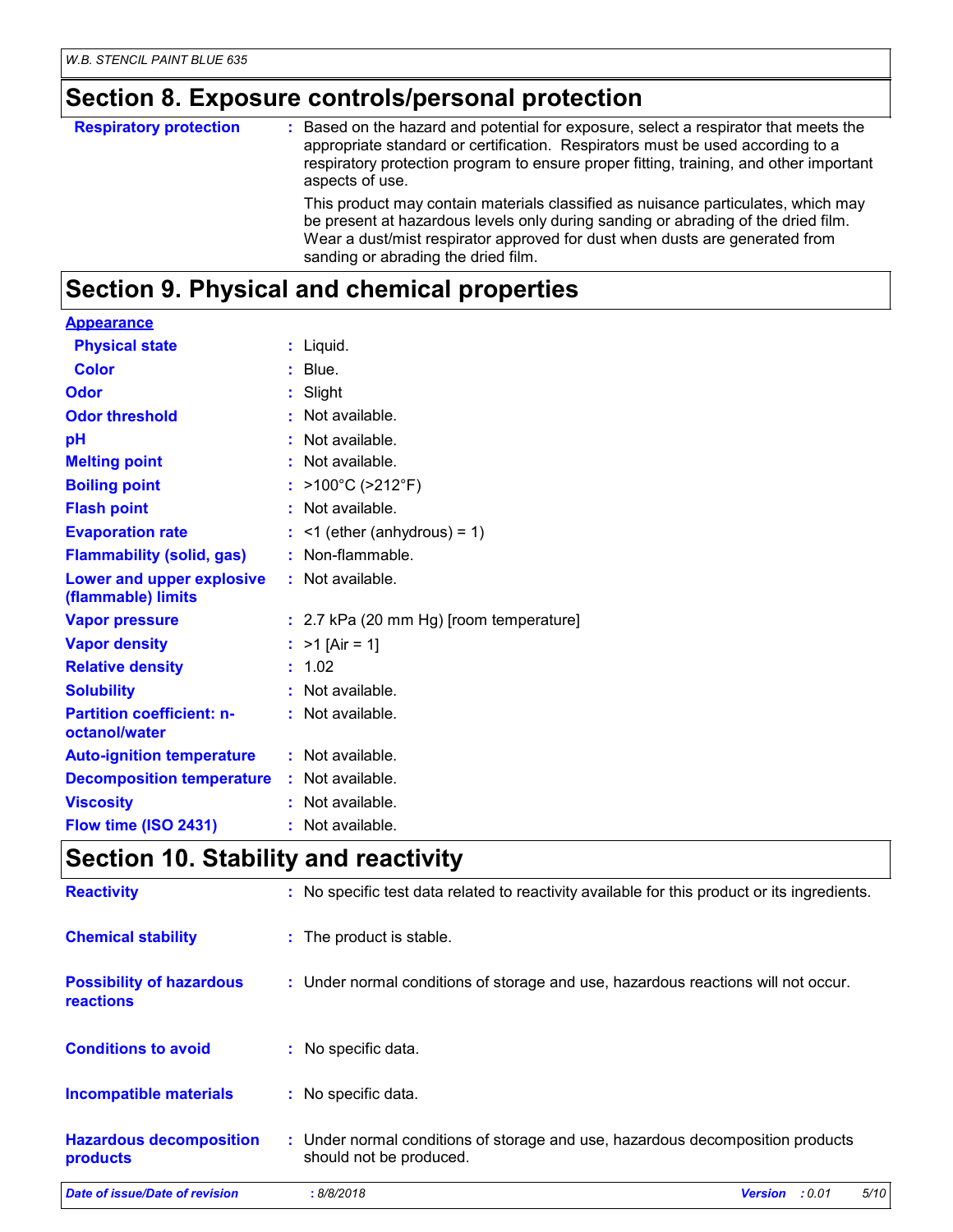## Section 8. Exposure controls/personal protection

| | |
|---|---|
| **Respiratory protection** | : Based on the hazard and potential for exposure, select a respirator that meets the appropriate standard or certification. Respirators must be used according to a respiratory protection program to ensure proper fitting, training, and other important aspects of use.<br><br>This product may contain materials classified as nuisance particulates, which may be present at hazardous levels only during sanding or abrading of the dried film. Wear a dust/mist respirator approved for dust when dusts are generated from sanding or abrading the dried film. |

## Section 9. Physical and chemical properties

**Appearance**

| | |
|---|---|
| **Physical state** | : Liquid. |
| **Color** | : Blue. |
| **Odor** | : Slight |
| **Odor threshold** | : Not available. |
| **pH** | : Not available. |
| **Melting point** | : Not available. |
| **Boiling point** | : >100°C (>212°F) |
| **Flash point** | : Not available. |
| **Evaporation rate** | : <1 (ether (anhydrous) = 1) |
| **Flammability (solid, gas)** | : Non-flammable. |
| **Lower and upper explosive (flammable) limits** | : Not available. |
| **Vapor pressure** | : 2.7 kPa (20 mm Hg) [room temperature] |
| **Vapor density** | : >1 [Air = 1] |
| **Relative density** | : 1.02 |
| **Solubility** | : Not available. |
| **Partition coefficient: n-octanol/water** | : Not available. |
| **Auto-ignition temperature** | : Not available. |
| **Decomposition temperature** | : Not available. |
| **Viscosity** | : Not available. |
| **Flow time (ISO 2431)** | : Not available. |

## Section 10. Stability and reactivity

| | |
|---|---|
| **Reactivity** | : No specific test data related to reactivity available for this product or its ingredients. |
| **Chemical stability** | : The product is stable. |
| **Possibility of hazardous reactions** | : Under normal conditions of storage and use, hazardous reactions will not occur. |
| **Conditions to avoid** | : No specific data. |
| **Incompatible materials** | : No specific data. |
| **Hazardous decomposition products** | : Under normal conditions of storage and use, hazardous decomposition products should not be produced. |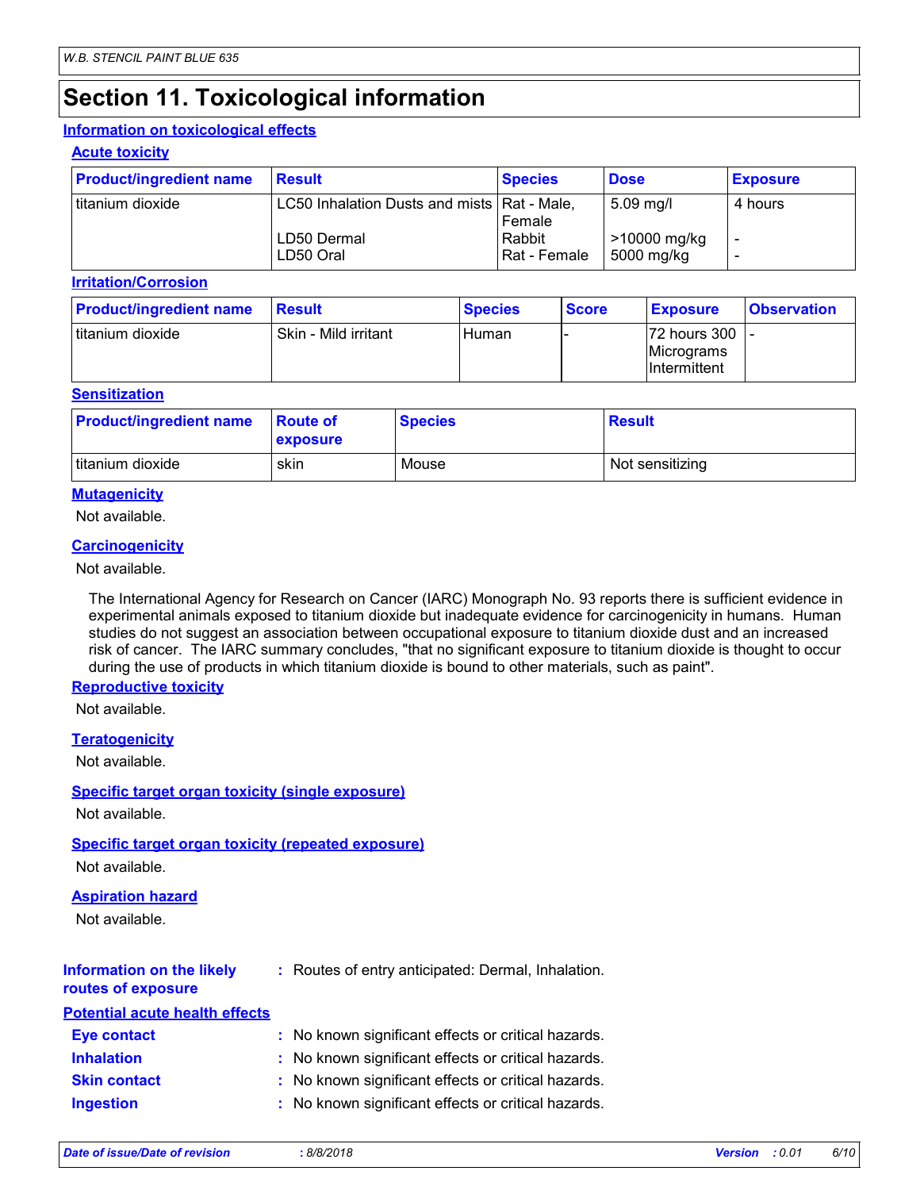# Section 11. Toxicological information

## Information on toxicological effects

### Acute toxicity

| Product/ingredient name | Result | Species | Dose | Exposure |
|---|---|---|---|---|
| titanium dioxide | LC50 Inhalation Dusts and mists | Rat - Male, Female | 5.09 mg/l | 4 hours |
| | LD50 Dermal | Rabbit | >10000 mg/kg | - |
| | LD50 Oral | Rat - Female | 5000 mg/kg | - |

### Irritation/Corrosion

| Product/ingredient name | Result | Species | Score | Exposure | Observation |
|---|---|---|---|---|---|
| titanium dioxide | Skin - Mild irritant | Human | - | 72 hours 300 Micrograms Intermittent | - |

### Sensitization

| Product/ingredient name | Route of exposure | Species | Result |
|---|---|---|---|
| titanium dioxide | skin | Mouse | Not sensitizing |

### Mutagenicity

Not available.

### Carcinogenicity

Not available.

The International Agency for Research on Cancer (IARC) Monograph No. 93 reports there is sufficient evidence in experimental animals exposed to titanium dioxide but inadequate evidence for carcinogenicity in humans. Human studies do not suggest an association between occupational exposure to titanium dioxide dust and an increased risk of cancer. The IARC summary concludes, "that no significant exposure to titanium dioxide is thought to occur during the use of products in which titanium dioxide is bound to other materials, such as paint".

### Reproductive toxicity

Not available.

### Teratogenicity

Not available.

### Specific target organ toxicity (single exposure)

Not available.

### Specific target organ toxicity (repeated exposure)

Not available.

### Aspiration hazard

Not available.

**Information on the likely routes of exposure** : Routes of entry anticipated: Dermal, Inhalation.

## Potential acute health effects

**Eye contact** : No known significant effects or critical hazards.

**Inhalation** : No known significant effects or critical hazards.

**Skin contact** : No known significant effects or critical hazards.

**Ingestion** : No known significant effects or critical hazards.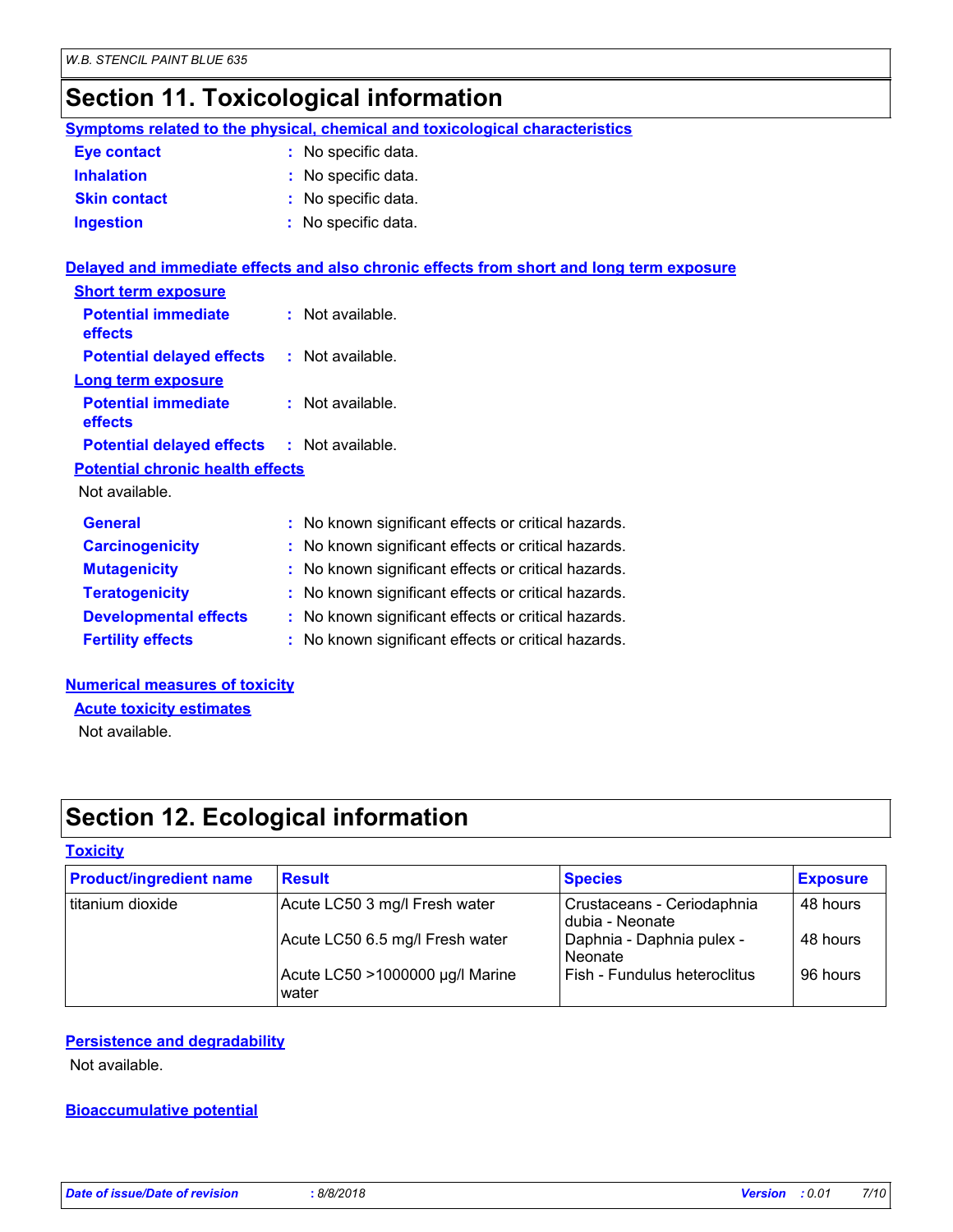## Section 11. Toxicological information

### Symptoms related to the physical, chemical and toxicological characteristics

**Eye contact** : No specific data.

**Inhalation** : No specific data.

**Skin contact** : No specific data.

**Ingestion** : No specific data.

### Delayed and immediate effects and also chronic effects from short and long term exposure

#### Short term exposure

**Potential immediate effects** : Not available.

**Potential delayed effects** : Not available.

#### Long term exposure

**Potential immediate effects** : Not available.

**Potential delayed effects** : Not available.

#### Potential chronic health effects

Not available.

**General** : No known significant effects or critical hazards.

**Carcinogenicity** : No known significant effects or critical hazards.

**Mutagenicity** : No known significant effects or critical hazards.

**Teratogenicity** : No known significant effects or critical hazards.

**Developmental effects** : No known significant effects or critical hazards.

**Fertility effects** : No known significant effects or critical hazards.

### Numerical measures of toxicity

#### Acute toxicity estimates

Not available.

## Section 12. Ecological information

### Toxicity

| Product/ingredient name | Result | Species | Exposure |
|---|---|---|---|
| titanium dioxide | Acute LC50 3 mg/l Fresh water | Crustaceans - Ceriodaphnia dubia - Neonate | 48 hours |
| | Acute LC50 6.5 mg/l Fresh water | Daphnia - Daphnia pulex - Neonate | 48 hours |
| | Acute LC50 >1000000 µg/l Marine water | Fish - Fundulus heteroclitus | 96 hours |

### Persistence and degradability

Not available.

### Bioaccumulative potential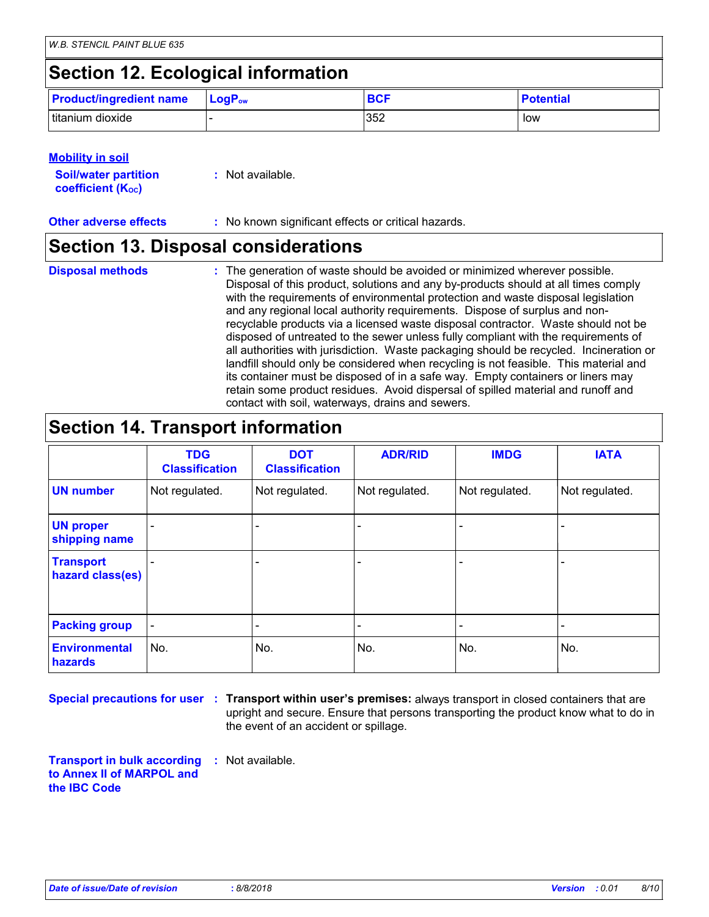## Section 12. Ecological information

| Product/ingredient name | $LogP_{ow}$ | BCF | Potential |
|---|---|---|---|
| titanium dioxide | - | 352 | low |

**Mobility in soil**

**Soil/water partition coefficient ($K_{OC}$)** : Not available.

**Other adverse effects** : No known significant effects or critical hazards.

## Section 13. Disposal considerations

**Disposal methods** : The generation of waste should be avoided or minimized wherever possible. Disposal of this product, solutions and any by-products should at all times comply with the requirements of environmental protection and waste disposal legislation and any regional local authority requirements. Dispose of surplus and non-recyclable products via a licensed waste disposal contractor. Waste should not be disposed of untreated to the sewer unless fully compliant with the requirements of all authorities with jurisdiction. Waste packaging should be recycled. Incineration or landfill should only be considered when recycling is not feasible. This material and its container must be disposed of in a safe way. Empty containers or liners may retain some product residues. Avoid dispersal of spilled material and runoff and contact with soil, waterways, drains and sewers.

## Section 14. Transport information

| | TDG Classification | DOT Classification | ADR/RID | IMDG | IATA |
|---|---|---|---|---|---|
| **UN number** | Not regulated. | Not regulated. | Not regulated. | Not regulated. | Not regulated. |
| **UN proper shipping name** | - | - | - | - | - |
| **Transport hazard class(es)** | - | - | - | - | - |
| **Packing group** | - | - | - | - | - |
| **Environmental hazards** | No. | No. | No. | No. | No. |

**Special precautions for user** : **Transport within user's premises:** always transport in closed containers that are upright and secure. Ensure that persons transporting the product know what to do in the event of an accident or spillage.

**Transport in bulk according to Annex II of MARPOL and the IBC Code** : Not available.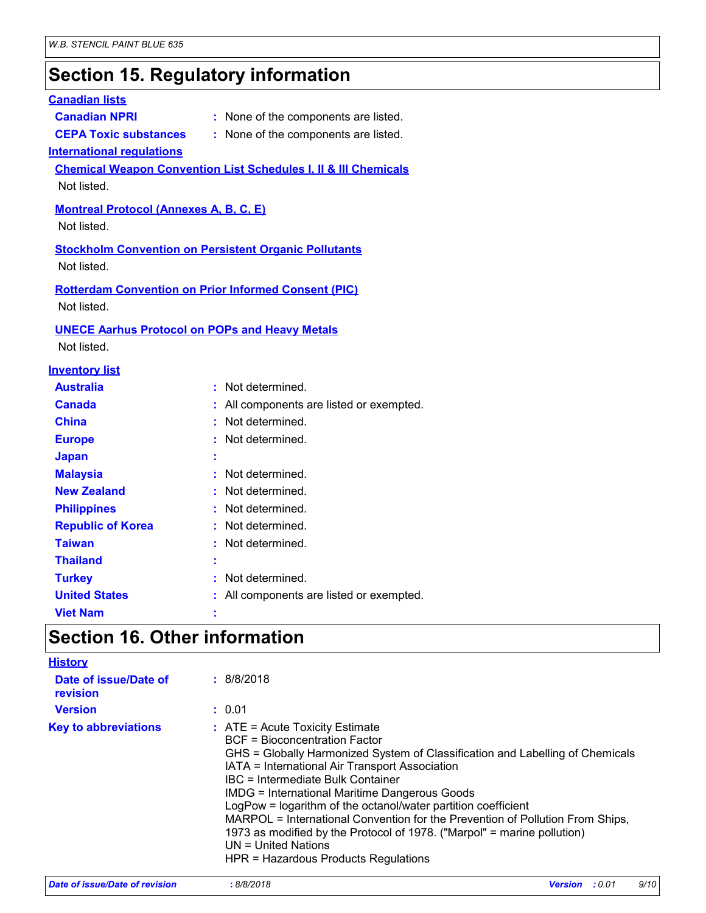# Section 15. Regulatory information

**Canadian lists**

**Canadian NPRI** : None of the components are listed.

**CEPA Toxic substances** : None of the components are listed.

**International regulations**

**Chemical Weapon Convention List Schedules I, II & III Chemicals**

Not listed.

**Montreal Protocol (Annexes A, B, C, E)**

Not listed.

**Stockholm Convention on Persistent Organic Pollutants**

Not listed.

**Rotterdam Convention on Prior Informed Consent (PIC)**

Not listed.

**UNECE Aarhus Protocol on POPs and Heavy Metals**

Not listed.

**Inventory list**

| | |
|---|---|
| **Australia** | : Not determined. |
| **Canada** | : All components are listed or exempted. |
| **China** | : Not determined. |
| **Europe** | : Not determined. |
| **Japan** | : |
| **Malaysia** | : Not determined. |
| **New Zealand** | : Not determined. |
| **Philippines** | : Not determined. |
| **Republic of Korea** | : Not determined. |
| **Taiwan** | : Not determined. |
| **Thailand** | : |
| **Turkey** | : Not determined. |
| **United States** | : All components are listed or exempted. |
| **Viet Nam** | : |

# Section 16. Other information

**History**

**Date of issue/Date of revision** : 8/8/2018

**Version** : 0.01

**Key to abbreviations** :
ATE = Acute Toxicity Estimate
BCF = Bioconcentration Factor
GHS = Globally Harmonized System of Classification and Labelling of Chemicals
IATA = International Air Transport Association
IBC = Intermediate Bulk Container
IMDG = International Maritime Dangerous Goods
LogPow = logarithm of the octanol/water partition coefficient
MARPOL = International Convention for the Prevention of Pollution From Ships, 1973 as modified by the Protocol of 1978. ("Marpol" = marine pollution)
UN = United Nations
HPR = Hazardous Products Regulations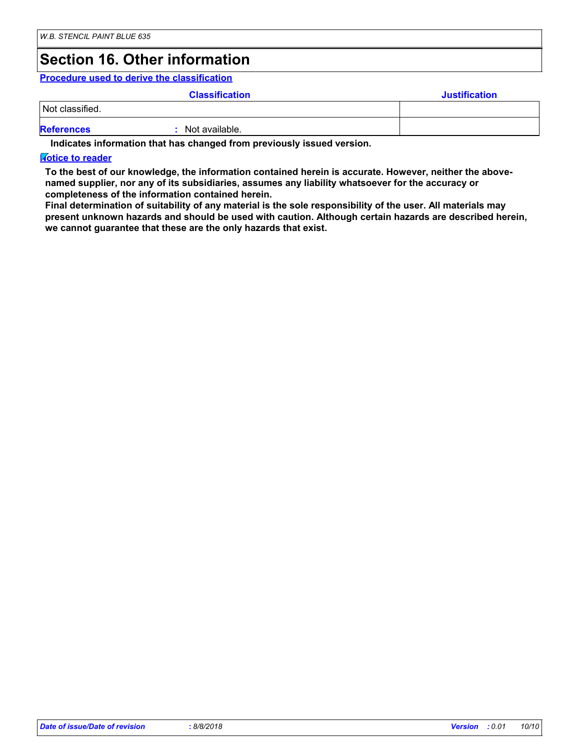## Section 16. Other information

**Procedure used to derive the classification**

| Classification | Justification |
| --- | --- |
| Not classified. | |

**References** : Not available.

**Indicates information that has changed from previously issued version.**

**Notice to reader**

**To the best of our knowledge, the information contained herein is accurate. However, neither the above-named supplier, nor any of its subsidiaries, assumes any liability whatsoever for the accuracy or completeness of the information contained herein.**
**Final determination of suitability of any material is the sole responsibility of the user. All materials may present unknown hazards and should be used with caution. Although certain hazards are described herein, we cannot guarantee that these are the only hazards that exist.**